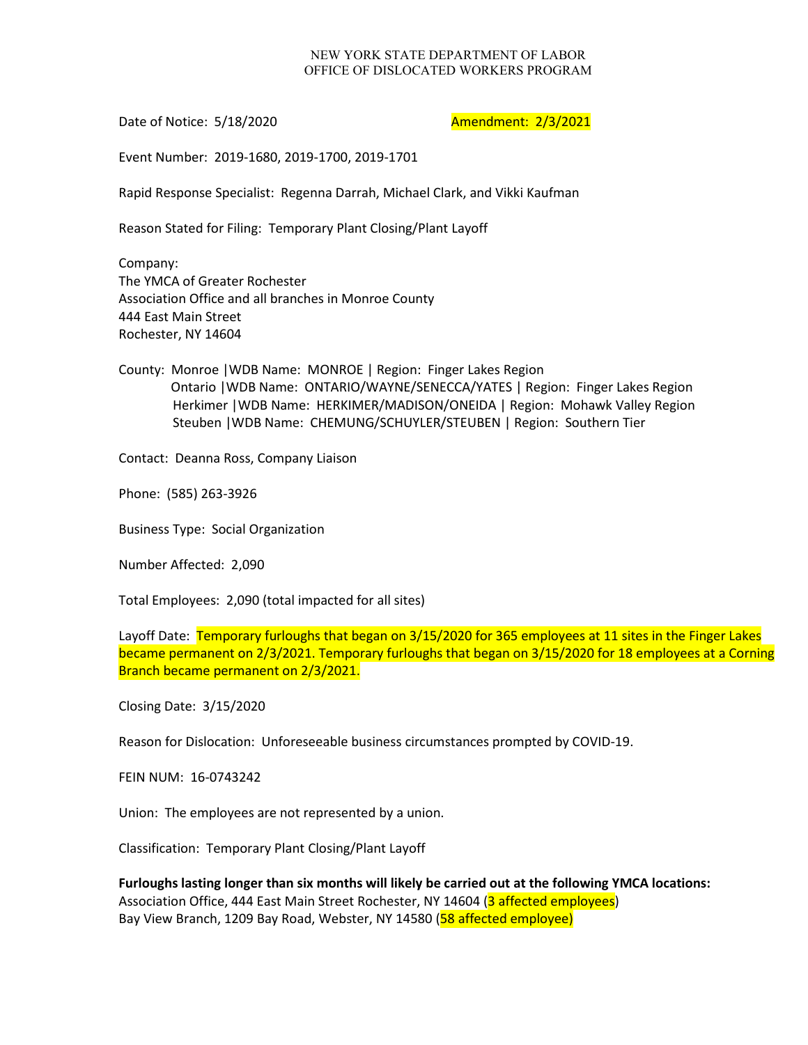NEW YORK STATE DEPARTMENT OF LABOR
OFFICE OF DISLOCATED WORKERS PROGRAM

Date of Notice: 5/18/2020 Amendment: 2/3/2021

Event Number: 2019-1680, 2019-1700, 2019-1701

Rapid Response Specialist: Regenna Darrah, Michael Clark, and Vikki Kaufman

Reason Stated for Filing: Temporary Plant Closing/Plant Layoff

Company:
The YMCA of Greater Rochester
Association Office and all branches in Monroe County
444 East Main Street
Rochester, NY 14604

County: Monroe |WDB Name: MONROE | Region: Finger Lakes Region
Ontario |WDB Name: ONTARIO/WAYNE/SENECCA/YATES | Region: Finger Lakes Region
Herkimer |WDB Name: HERKIMER/MADISON/ONEIDA | Region: Mohawk Valley Region
Steuben |WDB Name: CHEMUNG/SCHUYLER/STEUBEN | Region: Southern Tier

Contact: Deanna Ross, Company Liaison

Phone: (585) 263-3926

Business Type: Social Organization

Number Affected: 2,090

Total Employees: 2,090 (total impacted for all sites)

Layoff Date: Temporary furloughs that began on 3/15/2020 for 365 employees at 11 sites in the Finger Lakes became permanent on 2/3/2021. Temporary furloughs that began on 3/15/2020 for 18 employees at a Corning Branch became permanent on 2/3/2021.

Closing Date: 3/15/2020

Reason for Dislocation: Unforeseeable business circumstances prompted by COVID-19.

FEIN NUM: 16-0743242

Union: The employees are not represented by a union.

Classification: Temporary Plant Closing/Plant Layoff

**Furloughs lasting longer than six months will likely be carried out at the following YMCA locations:**
Association Office, 444 East Main Street Rochester, NY 14604 (3 affected employees)
Bay View Branch, 1209 Bay Road, Webster, NY 14580 (58 affected employee)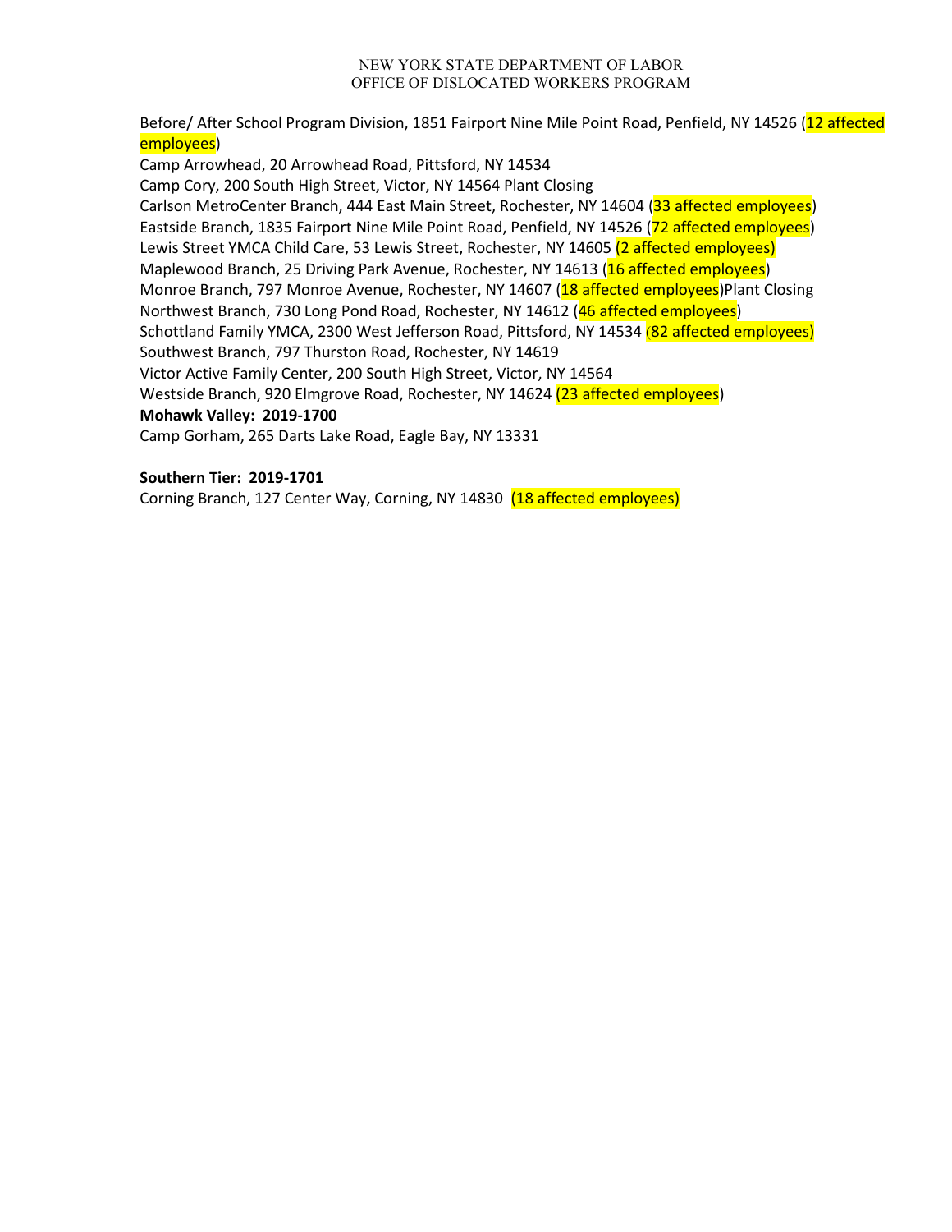Before/ After School Program Division, 1851 Fairport Nine Mile Point Road, Penfield, NY 14526 (12 affected employees)
Camp Arrowhead, 20 Arrowhead Road, Pittsford, NY 14534
Camp Cory, 200 South High Street, Victor, NY 14564 Plant Closing
Carlson MetroCenter Branch, 444 East Main Street, Rochester, NY 14604 (33 affected employees)
Eastside Branch, 1835 Fairport Nine Mile Point Road, Penfield, NY 14526 (72 affected employees)
Lewis Street YMCA Child Care, 53 Lewis Street, Rochester, NY 14605 (2 affected employees)
Maplewood Branch, 25 Driving Park Avenue, Rochester, NY 14613 (16 affected employees)
Monroe Branch, 797 Monroe Avenue, Rochester, NY 14607 (18 affected employees)Plant Closing
Northwest Branch, 730 Long Pond Road, Rochester, NY 14612 (46 affected employees)
Schottland Family YMCA, 2300 West Jefferson Road, Pittsford, NY 14534 (82 affected employees)
Southwest Branch, 797 Thurston Road, Rochester, NY 14619
Victor Active Family Center, 200 South High Street, Victor, NY 14564
Westside Branch, 920 Elmgrove Road, Rochester, NY 14624 (23 affected employees)

**Mohawk Valley: 2019-1700**

Camp Gorham, 265 Darts Lake Road, Eagle Bay, NY 13331

**Southern Tier: 2019-1701**

Corning Branch, 127 Center Way, Corning, NY 14830 (18 affected employees)